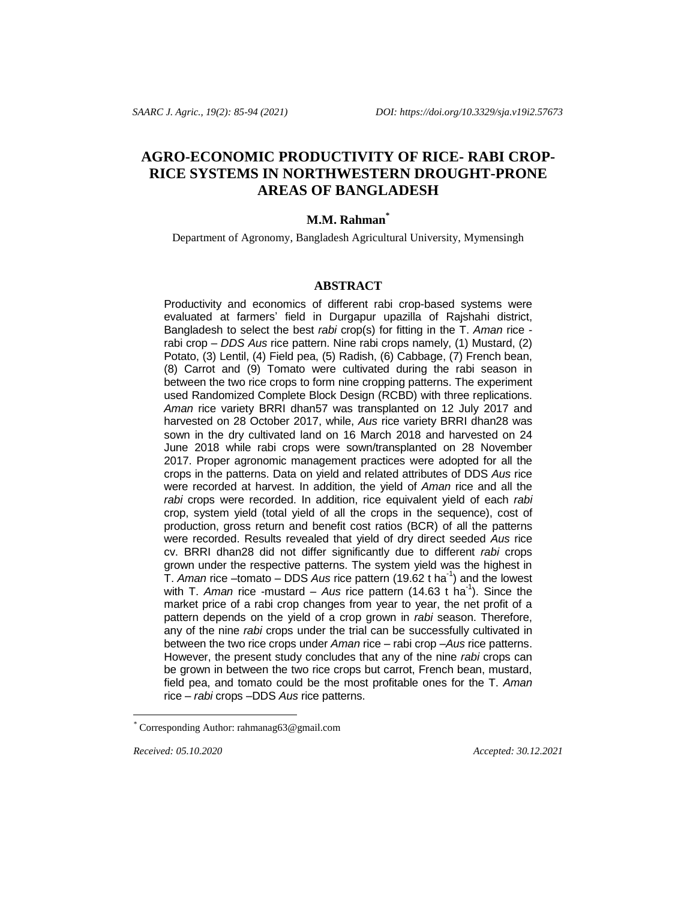# AGRO-ECONOMIC PRODUCTIVITY OF RICE- RABI CROP-RICE SYSTEMS IN NORTHWESTERN DROUGHT-PRONE AREAS OF BANGLADESH

**M.M. Rahman***

Department of Agronomy, Bangladesh Agricultural University, Mymensingh

## ABSTRACT

Productivity and economics of different rabi crop-based systems were evaluated at farmers' field in Durgapur upazilla of Rajshahi district, Bangladesh to select the best *rabi* crop(s) for fitting in the T. *Aman* rice - rabi crop – *DDS Aus* rice pattern. Nine rabi crops namely, (1) Mustard, (2) Potato, (3) Lentil, (4) Field pea, (5) Radish, (6) Cabbage, (7) French bean, (8) Carrot and (9) Tomato were cultivated during the rabi season in between the two rice crops to form nine cropping patterns. The experiment used Randomized Complete Block Design (RCBD) with three replications. *Aman* rice variety BRRI dhan57 was transplanted on 12 July 2017 and harvested on 28 October 2017, while, *Aus* rice variety BRRI dhan28 was sown in the dry cultivated land on 16 March 2018 and harvested on 24 June 2018 while rabi crops were sown/transplanted on 28 November 2017. Proper agronomic management practices were adopted for all the crops in the patterns. Data on yield and related attributes of DDS *Aus* rice were recorded at harvest. In addition, the yield of *Aman* rice and all the *rabi* crops were recorded. In addition, rice equivalent yield of each *rabi* crop, system yield (total yield of all the crops in the sequence), cost of production, gross return and benefit cost ratios (BCR) of all the patterns were recorded. Results revealed that yield of dry direct seeded *Aus* rice cv. BRRI dhan28 did not differ significantly due to different *rabi* crops grown under the respective patterns. The system yield was the highest in T. *Aman* rice –tomato – DDS *Aus* rice pattern (19.62 t $ha^{-1}$) and the lowest with T. *Aman* rice -mustard – *Aus* rice pattern (14.63 t $ha^{-1}$). Since the market price of a rabi crop changes from year to year, the net profit of a pattern depends on the yield of a crop grown in *rabi* season. Therefore, any of the nine *rabi* crops under the trial can be successfully cultivated in between the two rice crops under *Aman* rice – rabi crop –*Aus* rice patterns. However, the present study concludes that any of the nine *rabi* crops can be grown in between the two rice crops but carrot, French bean, mustard, field pea, and tomato could be the most profitable ones for the T. *Aman* rice – *rabi* crops –DDS *Aus* rice patterns.

---

* Corresponding Author: rahmanag63@gmail.com

*Received: 05.10.2020* *Accepted: 30.12.2021*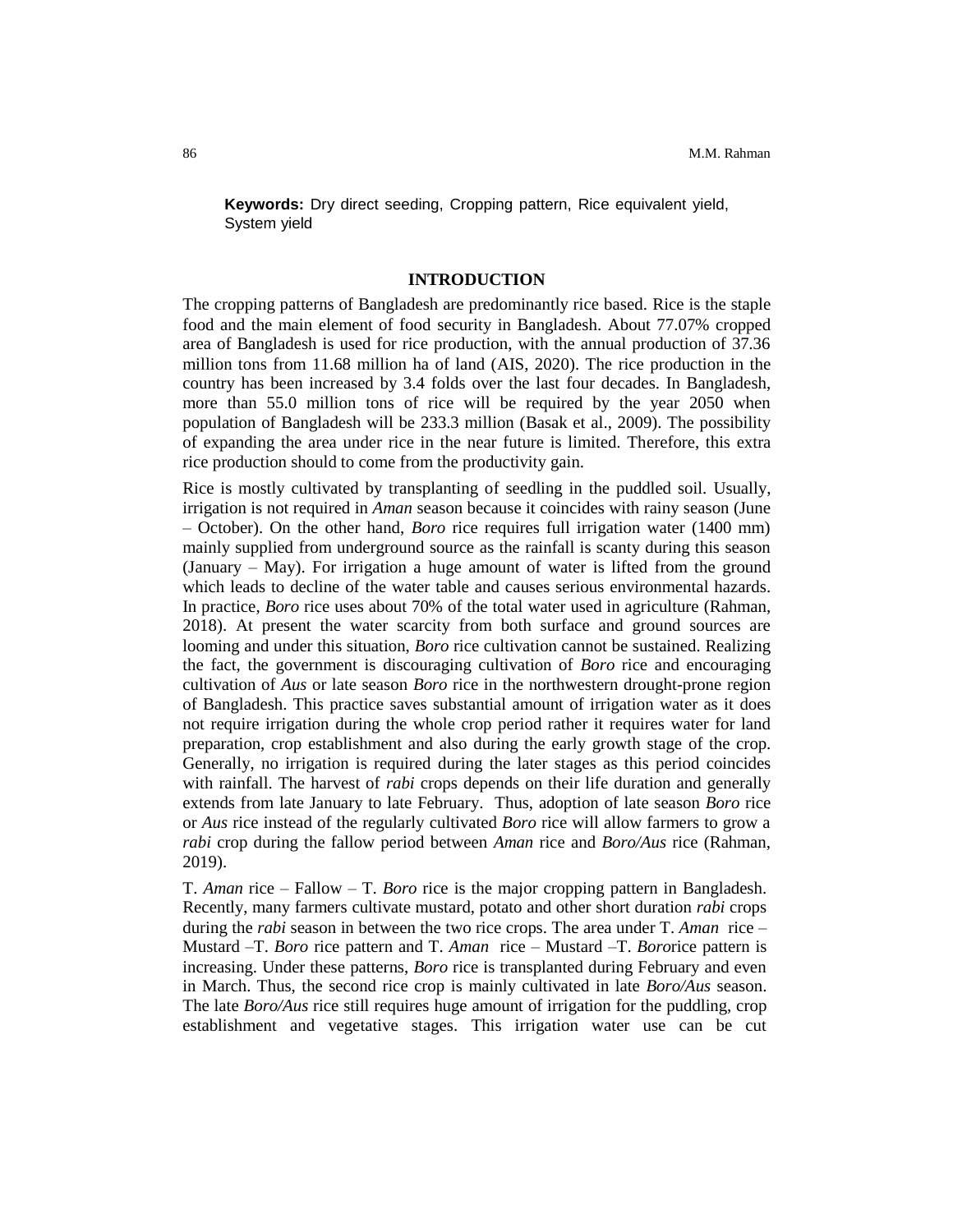**Keywords:** Dry direct seeding, Cropping pattern, Rice equivalent yield, System yield

## INTRODUCTION

The cropping patterns of Bangladesh are predominantly rice based. Rice is the staple food and the main element of food security in Bangladesh. About 77.07% cropped area of Bangladesh is used for rice production, with the annual production of 37.36 million tons from 11.68 million ha of land (AIS, 2020). The rice production in the country has been increased by 3.4 folds over the last four decades. In Bangladesh, more than 55.0 million tons of rice will be required by the year 2050 when population of Bangladesh will be 233.3 million (Basak et al., 2009). The possibility of expanding the area under rice in the near future is limited. Therefore, this extra rice production should to come from the productivity gain.

Rice is mostly cultivated by transplanting of seedling in the puddled soil. Usually, irrigation is not required in *Aman* season because it coincides with rainy season (June – October). On the other hand, *Boro* rice requires full irrigation water (1400 mm) mainly supplied from underground source as the rainfall is scanty during this season (January – May). For irrigation a huge amount of water is lifted from the ground which leads to decline of the water table and causes serious environmental hazards. In practice, *Boro* rice uses about 70% of the total water used in agriculture (Rahman, 2018). At present the water scarcity from both surface and ground sources are looming and under this situation, *Boro* rice cultivation cannot be sustained. Realizing the fact, the government is discouraging cultivation of *Boro* rice and encouraging cultivation of *Aus* or late season *Boro* rice in the northwestern drought-prone region of Bangladesh. This practice saves substantial amount of irrigation water as it does not require irrigation during the whole crop period rather it requires water for land preparation, crop establishment and also during the early growth stage of the crop. Generally, no irrigation is required during the later stages as this period coincides with rainfall. The harvest of *rabi* crops depends on their life duration and generally extends from late January to late February. Thus, adoption of late season *Boro* rice or *Aus* rice instead of the regularly cultivated *Boro* rice will allow farmers to grow a *rabi* crop during the fallow period between *Aman* rice and *Boro/Aus* rice (Rahman, 2019).

T. *Aman* rice – Fallow – T. *Boro* rice is the major cropping pattern in Bangladesh. Recently, many farmers cultivate mustard, potato and other short duration *rabi* crops during the *rabi* season in between the two rice crops. The area under T. *Aman* rice – Mustard –T. *Boro* rice pattern and T. *Aman* rice – Mustard –T. *Boro*rice pattern is increasing. Under these patterns, *Boro* rice is transplanted during February and even in March. Thus, the second rice crop is mainly cultivated in late *Boro/Aus* season. The late *Boro/Aus* rice still requires huge amount of irrigation for the puddling, crop establishment and vegetative stages. This irrigation water use can be cut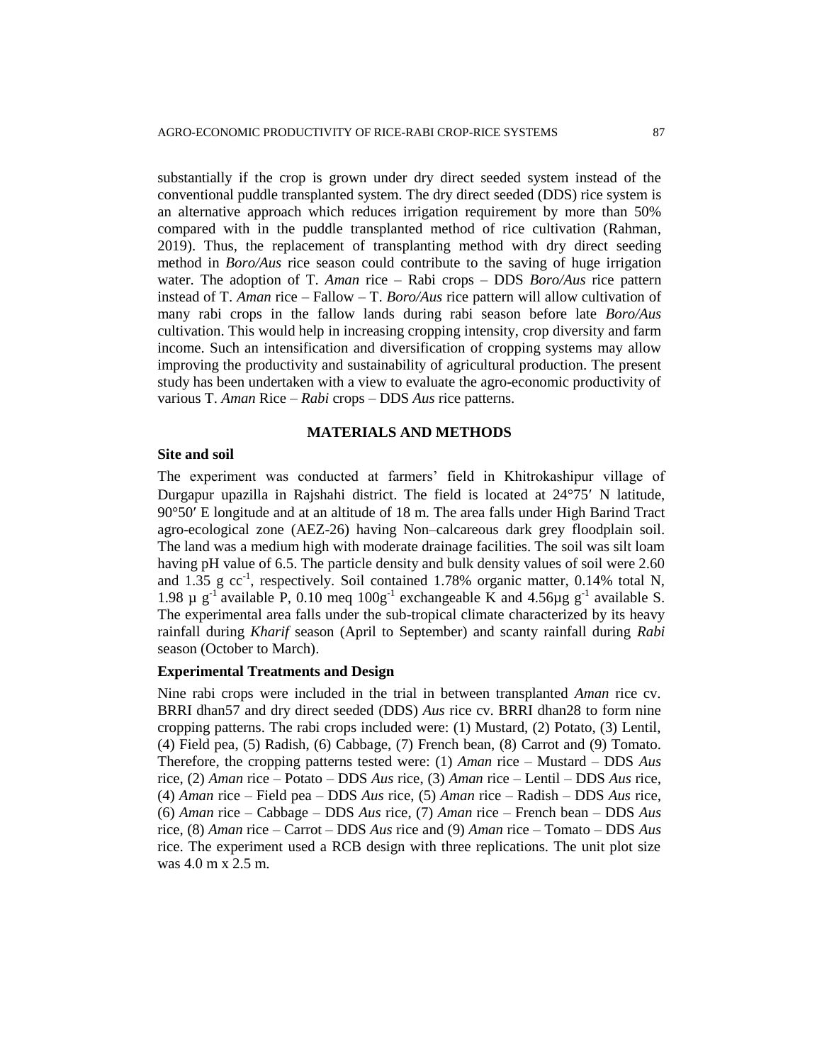substantially if the crop is grown under dry direct seeded system instead of the conventional puddle transplanted system. The dry direct seeded (DDS) rice system is an alternative approach which reduces irrigation requirement by more than 50% compared with in the puddle transplanted method of rice cultivation (Rahman, 2019). Thus, the replacement of transplanting method with dry direct seeding method in *Boro/Aus* rice season could contribute to the saving of huge irrigation water. The adoption of T. *Aman* rice – Rabi crops – DDS *Boro/Aus* rice pattern instead of T. *Aman* rice – Fallow – T. *Boro/Aus* rice pattern will allow cultivation of many rabi crops in the fallow lands during rabi season before late *Boro/Aus* cultivation. This would help in increasing cropping intensity, crop diversity and farm income. Such an intensification and diversification of cropping systems may allow improving the productivity and sustainability of agricultural production. The present study has been undertaken with a view to evaluate the agro-economic productivity of various T. *Aman* Rice – *Rabi* crops – DDS *Aus* rice patterns.

## MATERIALS AND METHODS

### Site and soil

The experiment was conducted at farmers' field in Khitrokashipur village of Durgapur upazilla in Rajshahi district. The field is located at 24°75′ N latitude, 90°50′ E longitude and at an altitude of 18 m. The area falls under High Barind Tract agro-ecological zone (AEZ-26) having Non–calcareous dark grey floodplain soil. The land was a medium high with moderate drainage facilities. The soil was silt loam having pH value of 6.5. The particle density and bulk density values of soil were 2.60 and 1.35 g $cc^{-1}$, respectively. Soil contained 1.78% organic matter, 0.14% total N, 1.98 μ $g^{-1}$ available P, 0.10 meq $100g^{-1}$ exchangeable K and 4.56μg $g^{-1}$ available S. The experimental area falls under the sub-tropical climate characterized by its heavy rainfall during *Kharif* season (April to September) and scanty rainfall during *Rabi* season (October to March).

### Experimental Treatments and Design

Nine rabi crops were included in the trial in between transplanted *Aman* rice cv. BRRI dhan57 and dry direct seeded (DDS) *Aus* rice cv. BRRI dhan28 to form nine cropping patterns. The rabi crops included were: (1) Mustard, (2) Potato, (3) Lentil, (4) Field pea, (5) Radish, (6) Cabbage, (7) French bean, (8) Carrot and (9) Tomato. Therefore, the cropping patterns tested were: (1) *Aman* rice – Mustard – DDS *Aus* rice, (2) *Aman* rice – Potato – DDS *Aus* rice, (3) *Aman* rice – Lentil – DDS *Aus* rice, (4) *Aman* rice – Field pea – DDS *Aus* rice, (5) *Aman* rice – Radish – DDS *Aus* rice, (6) *Aman* rice – Cabbage – DDS *Aus* rice, (7) *Aman* rice – French bean – DDS *Aus* rice, (8) *Aman* rice – Carrot – DDS *Aus* rice and (9) *Aman* rice – Tomato – DDS *Aus* rice. The experiment used a RCB design with three replications. The unit plot size was 4.0 m x 2.5 m.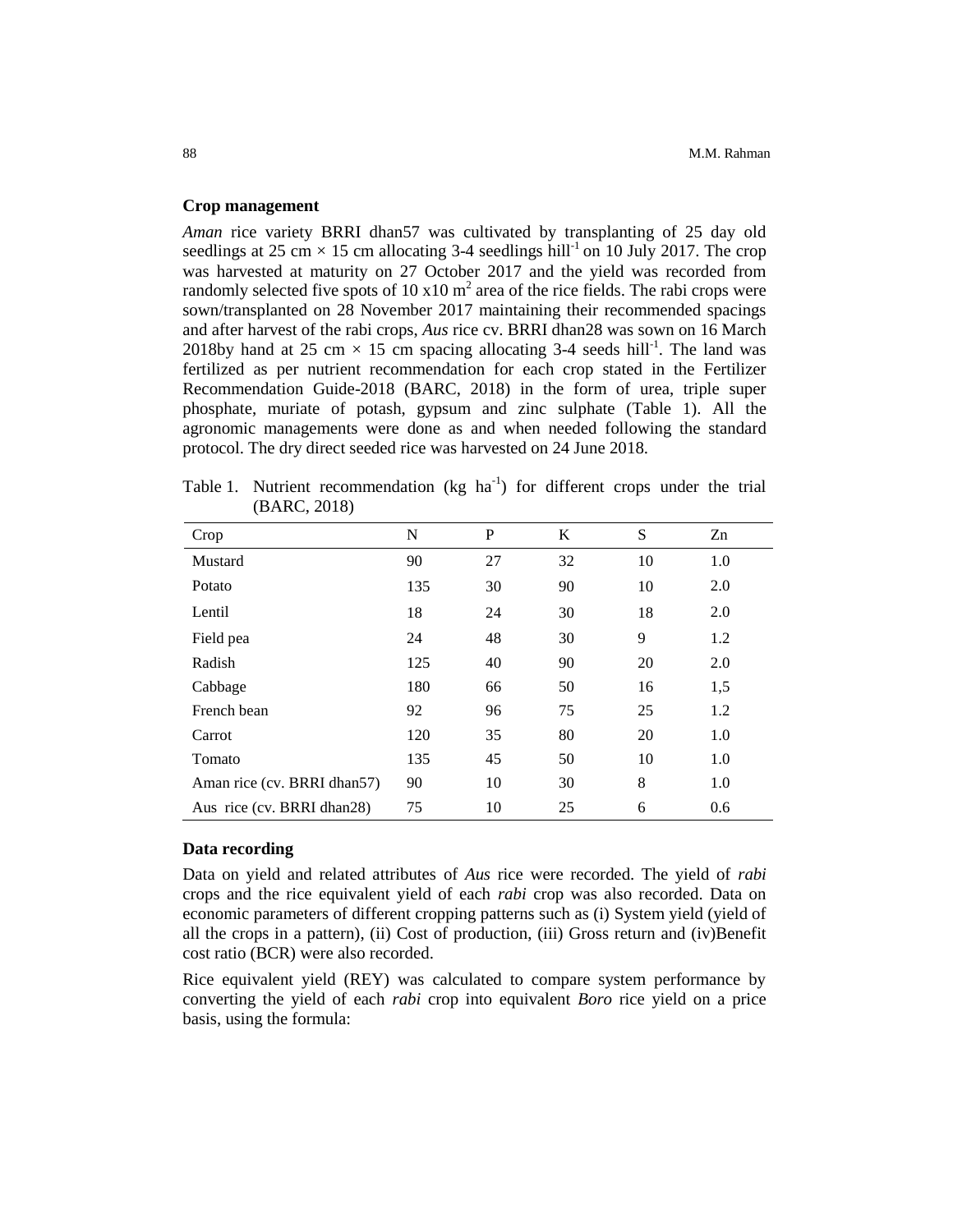### Crop management

*Aman* rice variety BRRI dhan57 was cultivated by transplanting of 25 day old seedlings at 25 cm × 15 cm allocating 3-4 seedlings hill$^{-1}$ on 10 July 2017. The crop was harvested at maturity on 27 October 2017 and the yield was recorded from randomly selected five spots of 10 x10 m$^2$ area of the rice fields. The rabi crops were sown/transplanted on 28 November 2017 maintaining their recommended spacings and after harvest of the rabi crops, *Aus* rice cv. BRRI dhan28 was sown on 16 March 2018by hand at 25 cm × 15 cm spacing allocating 3-4 seeds hill$^{-1}$. The land was fertilized as per nutrient recommendation for each crop stated in the Fertilizer Recommendation Guide-2018 (BARC, 2018) in the form of urea, triple super phosphate, muriate of potash, gypsum and zinc sulphate (Table 1). All the agronomic managements were done as and when needed following the standard protocol. The dry direct seeded rice was harvested on 24 June 2018.

Table 1. Nutrient recommendation (kg ha$^{-1}$) for different crops under the trial (BARC, 2018)

| Crop | N | P | K | S | Zn |
|---|---|---|---|---|---|
| Mustard | 90 | 27 | 32 | 10 | 1.0 |
| Potato | 135 | 30 | 90 | 10 | 2.0 |
| Lentil | 18 | 24 | 30 | 18 | 2.0 |
| Field pea | 24 | 48 | 30 | 9 | 1.2 |
| Radish | 125 | 40 | 90 | 20 | 2.0 |
| Cabbage | 180 | 66 | 50 | 16 | 1,5 |
| French bean | 92 | 96 | 75 | 25 | 1.2 |
| Carrot | 120 | 35 | 80 | 20 | 1.0 |
| Tomato | 135 | 45 | 50 | 10 | 1.0 |
| Aman rice (cv. BRRI dhan57) | 90 | 10 | 30 | 8 | 1.0 |
| Aus rice (cv. BRRI dhan28) | 75 | 10 | 25 | 6 | 0.6 |

### Data recording

Data on yield and related attributes of *Aus* rice were recorded. The yield of *rabi* crops and the rice equivalent yield of each *rabi* crop was also recorded. Data on economic parameters of different cropping patterns such as (i) System yield (yield of all the crops in a pattern), (ii) Cost of production, (iii) Gross return and (iv)Benefit cost ratio (BCR) were also recorded.

Rice equivalent yield (REY) was calculated to compare system performance by converting the yield of each *rabi* crop into equivalent *Boro* rice yield on a price basis, using the formula: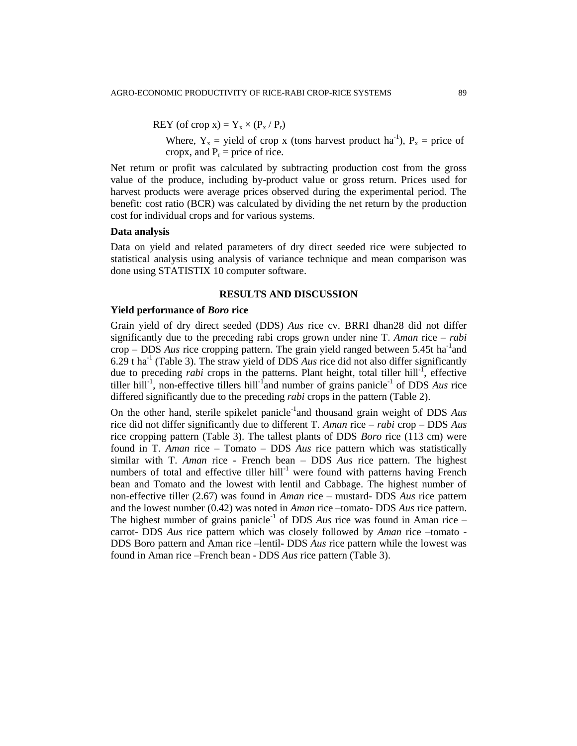REY (of crop x) = $Y_x \times (P_x / P_r)$

Where, $Y_x$ = yield of crop x (tons harvest product $ha^{-1}$), $P_x$ = price of cropx, and $P_r$ = price of rice.

Net return or profit was calculated by subtracting production cost from the gross value of the produce, including by-product value or gross return. Prices used for harvest products were average prices observed during the experimental period. The benefit: cost ratio (BCR) was calculated by dividing the net return by the production cost for individual crops and for various systems.

**Data analysis**

Data on yield and related parameters of dry direct seeded rice were subjected to statistical analysis using analysis of variance technique and mean comparison was done using STATISTIX 10 computer software.

## RESULTS AND DISCUSSION

**Yield performance of *Boro* rice**

Grain yield of dry direct seeded (DDS) *Aus* rice cv. BRRI dhan28 did not differ significantly due to the preceding rabi crops grown under nine T. *Aman* rice – *rabi* crop – DDS *Aus* rice cropping pattern. The grain yield ranged between 5.45t $ha^{-1}$and 6.29 t $ha^{-1}$ (Table 3). The straw yield of DDS *Aus* rice did not also differ significantly due to preceding *rabi* crops in the patterns. Plant height, total tiller $hill^{-1}$, effective tiller $hill^{-1}$, non-effective tillers $hill^{-1}$and number of grains $panicle^{-1}$ of DDS *Aus* rice differed significantly due to the preceding *rabi* crops in the pattern (Table 2).

On the other hand, sterile spikelet $panicle^{-1}$and thousand grain weight of DDS *Aus* rice did not differ significantly due to different T. *Aman* rice – *rabi* crop – DDS *Aus* rice cropping pattern (Table 3). The tallest plants of DDS *Boro* rice (113 cm) were found in T. *Aman* rice – Tomato – DDS *Aus* rice pattern which was statistically similar with T. *Aman* rice - French bean – DDS *Aus* rice pattern. The highest numbers of total and effective tiller $hill^{-1}$ were found with patterns having French bean and Tomato and the lowest with lentil and Cabbage. The highest number of non-effective tiller (2.67) was found in *Aman* rice – mustard- DDS *Aus* rice pattern and the lowest number (0.42) was noted in *Aman* rice –tomato- DDS *Aus* rice pattern. The highest number of grains $panicle^{-1}$ of DDS *Aus* rice was found in Aman rice – carrot- DDS *Aus* rice pattern which was closely followed by *Aman* rice –tomato - DDS Boro pattern and Aman rice –lentil- DDS *Aus* rice pattern while the lowest was found in Aman rice –French bean - DDS *Aus* rice pattern (Table 3).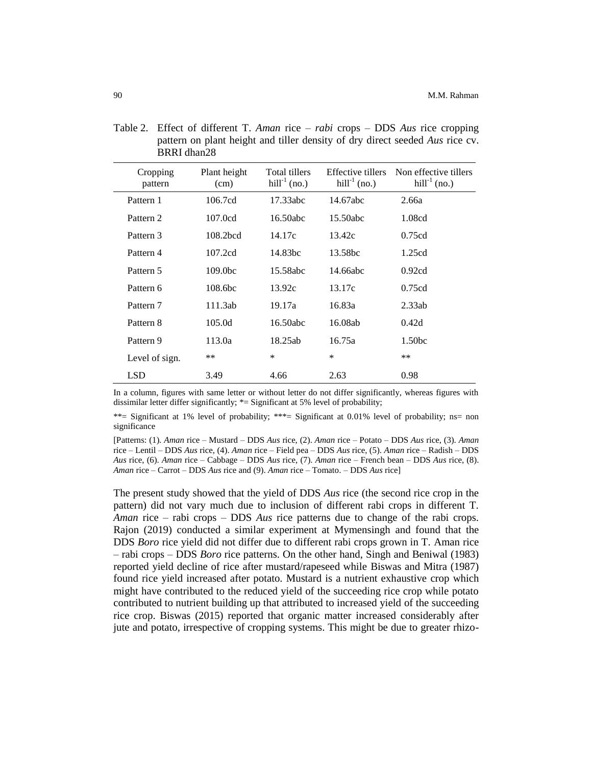Table 2. Effect of different T. *Aman* rice – *rabi* crops – DDS *Aus* rice cropping pattern on plant height and tiller density of dry direct seeded *Aus* rice cv. BRRI dhan28

| Cropping pattern | Plant height (cm) | Total tillers $hill^{-1}$ (no.) | Effective tillers $hill^{-1}$ (no.) | Non effective tillers $hill^{-1}$ (no.) |
|---|---|---|---|---|
| Pattern 1 | 106.7cd | 17.33abc | 14.67abc | 2.66a |
| Pattern 2 | 107.0cd | 16.50abc | 15.50abc | 1.08cd |
| Pattern 3 | 108.2bcd | 14.17c | 13.42c | 0.75cd |
| Pattern 4 | 107.2cd | 14.83bc | 13.58bc | 1.25cd |
| Pattern 5 | 109.0bc | 15.58abc | 14.66abc | 0.92cd |
| Pattern 6 | 108.6bc | 13.92c | 13.17c | 0.75cd |
| Pattern 7 | 111.3ab | 19.17a | 16.83a | 2.33ab |
| Pattern 8 | 105.0d | 16.50abc | 16.08ab | 0.42d |
| Pattern 9 | 113.0a | 18.25ab | 16.75a | 1.50bc |
| Level of sign. | ** | * | * | ** |
| LSD | 3.49 | 4.66 | 2.63 | 0.98 |

In a column, figures with same letter or without letter do not differ significantly, whereas figures with dissimilar letter differ significantly; *= Significant at 5% level of probability;

**= Significant at 1% level of probability; ***= Significant at 0.01% level of probability; ns= non significance

[Patterns: (1). *Aman* rice – Mustard – DDS *Aus* rice, (2). *Aman* rice – Potato – DDS *Aus* rice, (3). *Aman* rice – Lentil – DDS *Aus* rice, (4). *Aman* rice – Field pea – DDS *Aus* rice, (5). *Aman* rice – Radish – DDS *Aus* rice, (6). *Aman* rice – Cabbage – DDS *Aus* rice, (7). *Aman* rice – French bean – DDS *Aus* rice, (8). *Aman* rice – Carrot – DDS *Aus* rice and (9). *Aman* rice – Tomato. – DDS *Aus* rice]

The present study showed that the yield of DDS *Aus* rice (the second rice crop in the pattern) did not vary much due to inclusion of different rabi crops in different T. *Aman* rice – rabi crops – DDS *Aus* rice patterns due to change of the rabi crops. Rajon (2019) conducted a similar experiment at Mymensingh and found that the DDS *Boro* rice yield did not differ due to different rabi crops grown in T. Aman rice – rabi crops – DDS *Boro* rice patterns. On the other hand, Singh and Beniwal (1983) reported yield decline of rice after mustard/rapeseed while Biswas and Mitra (1987) found rice yield increased after potato. Mustard is a nutrient exhaustive crop which might have contributed to the reduced yield of the succeeding rice crop while potato contributed to nutrient building up that attributed to increased yield of the succeeding rice crop. Biswas (2015) reported that organic matter increased considerably after jute and potato, irrespective of cropping systems. This might be due to greater rhizo-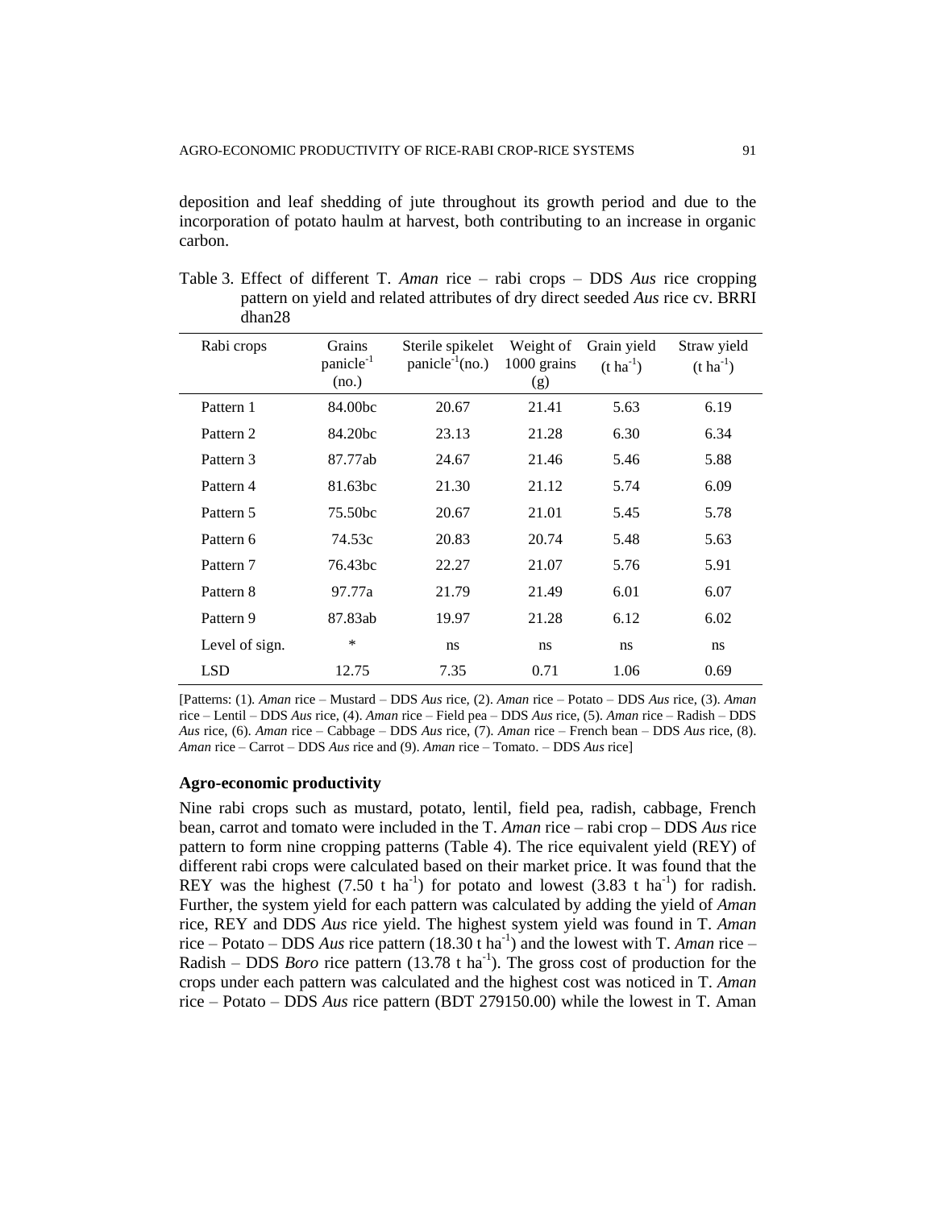deposition and leaf shedding of jute throughout its growth period and due to the incorporation of potato haulm at harvest, both contributing to an increase in organic carbon.

Table 3. Effect of different T. *Aman* rice – rabi crops – DDS *Aus* rice cropping pattern on yield and related attributes of dry direct seeded *Aus* rice cv. BRRI dhan28

| Rabi crops | Grains panicle$^{-1}$ (no.) | Sterile spikelet panicle$^{-1}$(no.) | Weight of 1000 grains (g) | Grain yield (t ha$^{-1}$) | Straw yield (t ha$^{-1}$) |
|---|---|---|---|---|---|
| Pattern 1 | 84.00bc | 20.67 | 21.41 | 5.63 | 6.19 |
| Pattern 2 | 84.20bc | 23.13 | 21.28 | 6.30 | 6.34 |
| Pattern 3 | 87.77ab | 24.67 | 21.46 | 5.46 | 5.88 |
| Pattern 4 | 81.63bc | 21.30 | 21.12 | 5.74 | 6.09 |
| Pattern 5 | 75.50bc | 20.67 | 21.01 | 5.45 | 5.78 |
| Pattern 6 | 74.53c | 20.83 | 20.74 | 5.48 | 5.63 |
| Pattern 7 | 76.43bc | 22.27 | 21.07 | 5.76 | 5.91 |
| Pattern 8 | 97.77a | 21.79 | 21.49 | 6.01 | 6.07 |
| Pattern 9 | 87.83ab | 19.97 | 21.28 | 6.12 | 6.02 |
| Level of sign. | * | ns | ns | ns | ns |
| LSD | 12.75 | 7.35 | 0.71 | 1.06 | 0.69 |

[Patterns: (1). *Aman* rice – Mustard – DDS *Aus* rice, (2). *Aman* rice – Potato – DDS *Aus* rice, (3). *Aman* rice – Lentil – DDS *Aus* rice, (4). *Aman* rice – Field pea – DDS *Aus* rice, (5). *Aman* rice – Radish – DDS *Aus* rice, (6). *Aman* rice – Cabbage – DDS *Aus* rice, (7). *Aman* rice – French bean – DDS *Aus* rice, (8). *Aman* rice – Carrot – DDS *Aus* rice and (9). *Aman* rice – Tomato. – DDS *Aus* rice]

### Agro-economic productivity

Nine rabi crops such as mustard, potato, lentil, field pea, radish, cabbage, French bean, carrot and tomato were included in the T. *Aman* rice – rabi crop – DDS *Aus* rice pattern to form nine cropping patterns (Table 4). The rice equivalent yield (REY) of different rabi crops were calculated based on their market price. It was found that the REY was the highest (7.50 t ha$^{-1}$) for potato and lowest (3.83 t ha$^{-1}$) for radish. Further, the system yield for each pattern was calculated by adding the yield of *Aman* rice, REY and DDS *Aus* rice yield. The highest system yield was found in T. *Aman* rice – Potato – DDS *Aus* rice pattern (18.30 t ha$^{-1}$) and the lowest with T. *Aman* rice – Radish – DDS *Boro* rice pattern (13.78 t ha$^{-1}$). The gross cost of production for the crops under each pattern was calculated and the highest cost was noticed in T. *Aman* rice – Potato – DDS *Aus* rice pattern (BDT 279150.00) while the lowest in T. Aman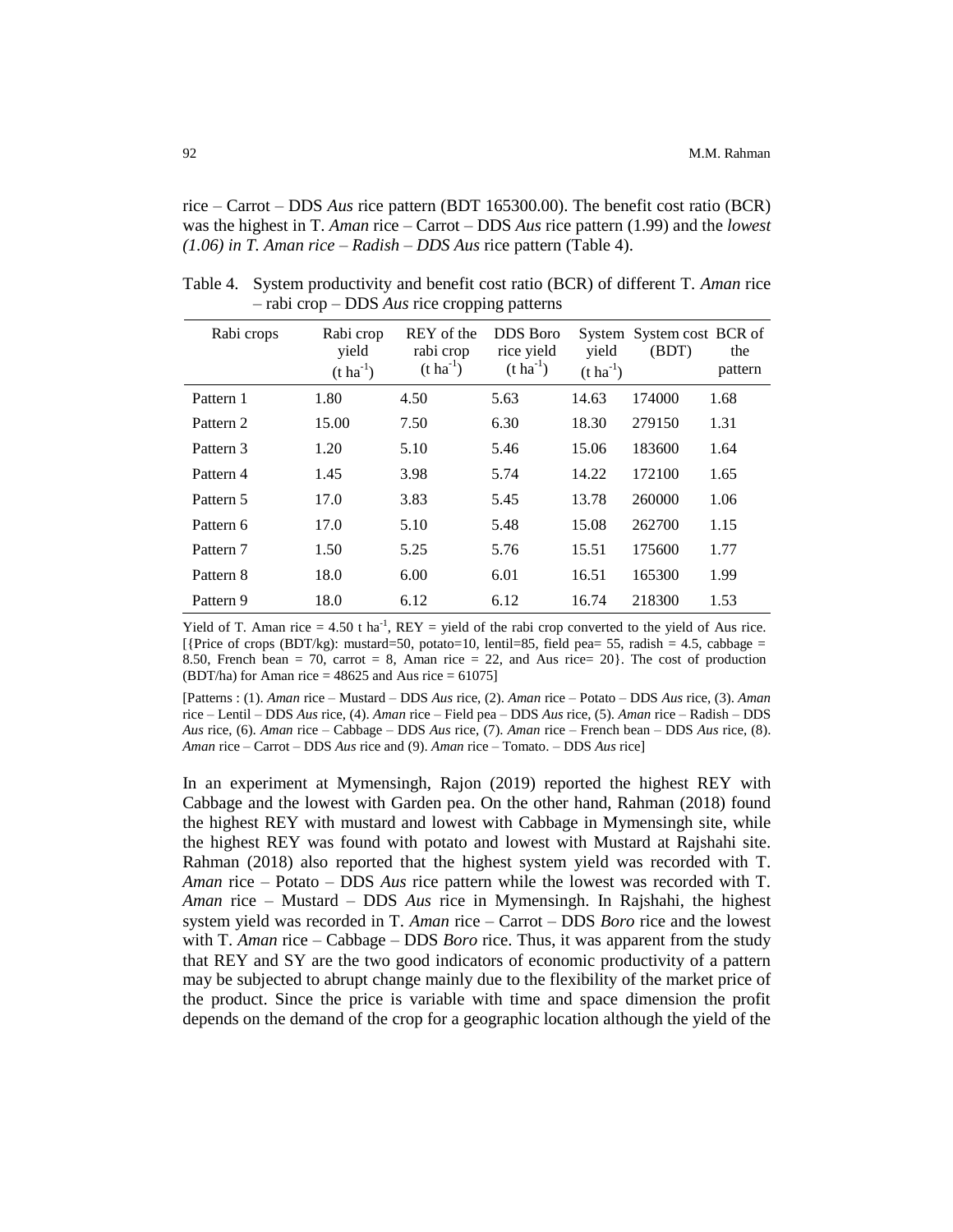rice – Carrot – DDS *Aus* rice pattern (BDT 165300.00). The benefit cost ratio (BCR) was the highest in T. *Aman* rice – Carrot – DDS *Aus* rice pattern (1.99) and the *lowest (1.06) in T. Aman rice – Radish – DDS Aus* rice pattern (Table 4).

Table 4. System productivity and benefit cost ratio (BCR) of different T. *Aman* rice – rabi crop – DDS *Aus* rice cropping patterns

| Rabi crops | Rabi crop yield (t ha$^{-1}$) | REY of the rabi crop (t ha$^{-1}$) | DDS Boro rice yield (t ha$^{-1}$) | System yield (t ha$^{-1}$) | System cost (BDT) | BCR of the pattern |
|---|---|---|---|---|---|---|
| Pattern 1 | 1.80 | 4.50 | 5.63 | 14.63 | 174000 | 1.68 |
| Pattern 2 | 15.00 | 7.50 | 6.30 | 18.30 | 279150 | 1.31 |
| Pattern 3 | 1.20 | 5.10 | 5.46 | 15.06 | 183600 | 1.64 |
| Pattern 4 | 1.45 | 3.98 | 5.74 | 14.22 | 172100 | 1.65 |
| Pattern 5 | 17.0 | 3.83 | 5.45 | 13.78 | 260000 | 1.06 |
| Pattern 6 | 17.0 | 5.10 | 5.48 | 15.08 | 262700 | 1.15 |
| Pattern 7 | 1.50 | 5.25 | 5.76 | 15.51 | 175600 | 1.77 |
| Pattern 8 | 18.0 | 6.00 | 6.01 | 16.51 | 165300 | 1.99 |
| Pattern 9 | 18.0 | 6.12 | 6.12 | 16.74 | 218300 | 1.53 |

Yield of T. Aman rice = 4.50 t ha$^{-1}$, REY = yield of the rabi crop converted to the yield of Aus rice. [{Price of crops (BDT/kg): mustard=50, potato=10, lentil=85, field pea= 55, radish = 4.5, cabbage = 8.50, French bean = 70, carrot = 8, Aman rice = 22, and Aus rice= 20}. The cost of production (BDT/ha) for Aman rice = 48625 and Aus rice = 61075]

[Patterns : (1). *Aman* rice – Mustard – DDS *Aus* rice, (2). *Aman* rice – Potato – DDS *Aus* rice, (3). *Aman* rice – Lentil – DDS *Aus* rice, (4). *Aman* rice – Field pea – DDS *Aus* rice, (5). *Aman* rice – Radish – DDS *Aus* rice, (6). *Aman* rice – Cabbage – DDS *Aus* rice, (7). *Aman* rice – French bean – DDS *Aus* rice, (8). *Aman* rice – Carrot – DDS *Aus* rice and (9). *Aman* rice – Tomato. – DDS *Aus* rice]

In an experiment at Mymensingh, Rajon (2019) reported the highest REY with Cabbage and the lowest with Garden pea. On the other hand, Rahman (2018) found the highest REY with mustard and lowest with Cabbage in Mymensingh site, while the highest REY was found with potato and lowest with Mustard at Rajshahi site. Rahman (2018) also reported that the highest system yield was recorded with T. *Aman* rice – Potato – DDS *Aus* rice pattern while the lowest was recorded with T. *Aman* rice – Mustard – DDS *Aus* rice in Mymensingh. In Rajshahi, the highest system yield was recorded in T. *Aman* rice – Carrot – DDS *Boro* rice and the lowest with T. *Aman* rice – Cabbage – DDS *Boro* rice. Thus, it was apparent from the study that REY and SY are the two good indicators of economic productivity of a pattern may be subjected to abrupt change mainly due to the flexibility of the market price of the product. Since the price is variable with time and space dimension the profit depends on the demand of the crop for a geographic location although the yield of the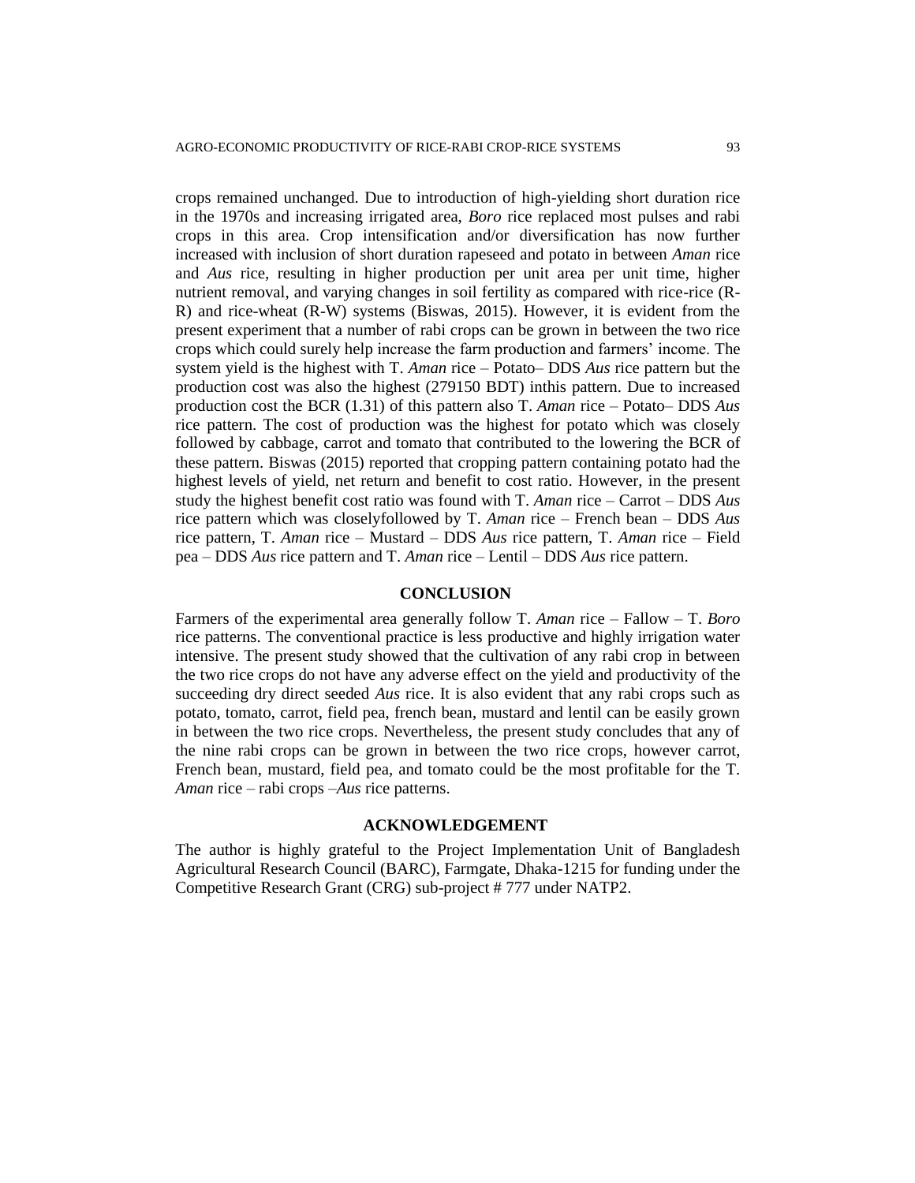crops remained unchanged. Due to introduction of high-yielding short duration rice in the 1970s and increasing irrigated area, *Boro* rice replaced most pulses and rabi crops in this area. Crop intensification and/or diversification has now further increased with inclusion of short duration rapeseed and potato in between *Aman* rice and *Aus* rice, resulting in higher production per unit area per unit time, higher nutrient removal, and varying changes in soil fertility as compared with rice-rice (R-R) and rice-wheat (R-W) systems (Biswas, 2015). However, it is evident from the present experiment that a number of rabi crops can be grown in between the two rice crops which could surely help increase the farm production and farmers' income. The system yield is the highest with T. *Aman* rice – Potato– DDS *Aus* rice pattern but the production cost was also the highest (279150 BDT) inthis pattern. Due to increased production cost the BCR (1.31) of this pattern also T. *Aman* rice – Potato– DDS *Aus* rice pattern. The cost of production was the highest for potato which was closely followed by cabbage, carrot and tomato that contributed to the lowering the BCR of these pattern. Biswas (2015) reported that cropping pattern containing potato had the highest levels of yield, net return and benefit to cost ratio. However, in the present study the highest benefit cost ratio was found with T. *Aman* rice – Carrot – DDS *Aus* rice pattern which was closelyfollowed by T. *Aman* rice – French bean – DDS *Aus* rice pattern, T. *Aman* rice – Mustard – DDS *Aus* rice pattern, T. *Aman* rice – Field pea – DDS *Aus* rice pattern and T. *Aman* rice – Lentil – DDS *Aus* rice pattern.

## CONCLUSION

Farmers of the experimental area generally follow T. *Aman* rice – Fallow – T. *Boro* rice patterns. The conventional practice is less productive and highly irrigation water intensive. The present study showed that the cultivation of any rabi crop in between the two rice crops do not have any adverse effect on the yield and productivity of the succeeding dry direct seeded *Aus* rice. It is also evident that any rabi crops such as potato, tomato, carrot, field pea, french bean, mustard and lentil can be easily grown in between the two rice crops. Nevertheless, the present study concludes that any of the nine rabi crops can be grown in between the two rice crops, however carrot, French bean, mustard, field pea, and tomato could be the most profitable for the T. *Aman* rice – rabi crops –*Aus* rice patterns.

## ACKNOWLEDGEMENT

The author is highly grateful to the Project Implementation Unit of Bangladesh Agricultural Research Council (BARC), Farmgate, Dhaka-1215 for funding under the Competitive Research Grant (CRG) sub-project # 777 under NATP2.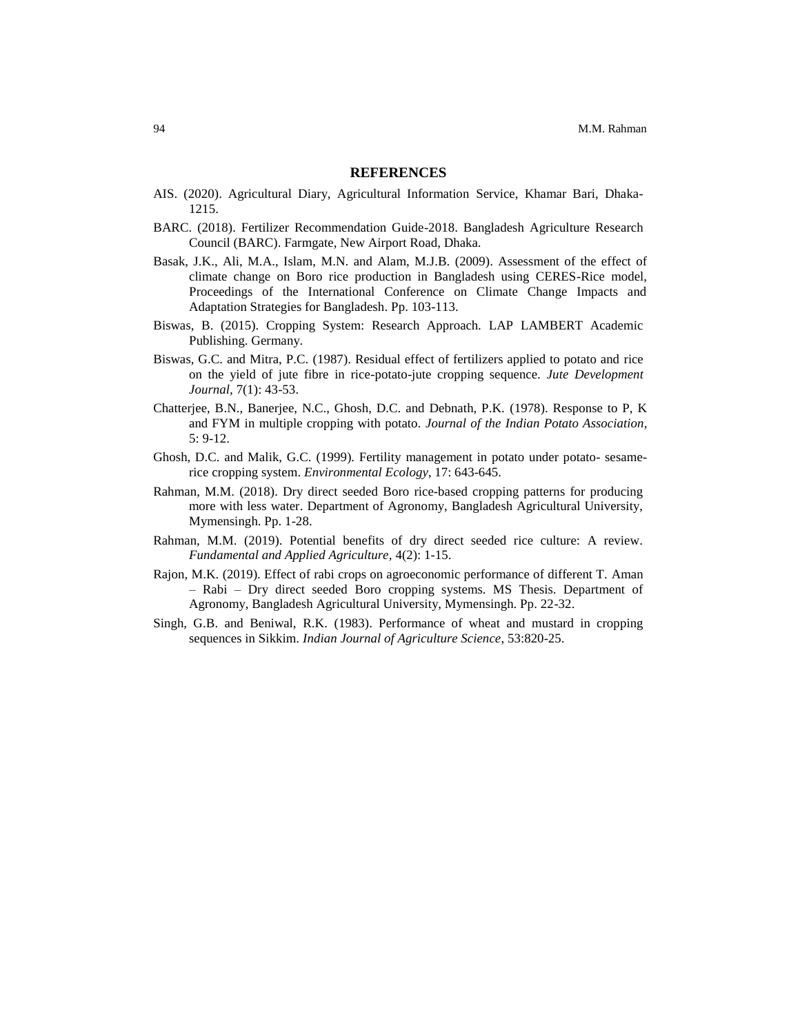## REFERENCES

AIS. (2020). Agricultural Diary, Agricultural Information Service, Khamar Bari, Dhaka-1215.

BARC. (2018). Fertilizer Recommendation Guide-2018. Bangladesh Agriculture Research Council (BARC). Farmgate, New Airport Road, Dhaka.

Basak, J.K., Ali, M.A., Islam, M.N. and Alam, M.J.B. (2009). Assessment of the effect of climate change on Boro rice production in Bangladesh using CERES-Rice model, Proceedings of the International Conference on Climate Change Impacts and Adaptation Strategies for Bangladesh. Pp. 103-113.

Biswas, B. (2015). Cropping System: Research Approach. LAP LAMBERT Academic Publishing. Germany.

Biswas, G.C. and Mitra, P.C. (1987). Residual effect of fertilizers applied to potato and rice on the yield of jute fibre in rice-potato-jute cropping sequence. *Jute Development Journal,* 7(1): 43-53.

Chatterjee, B.N., Banerjee, N.C., Ghosh, D.C. and Debnath, P.K. (1978). Response to P, K and FYM in multiple cropping with potato. *Journal of the Indian Potato Association,* 5: 9-12.

Ghosh, D.C. and Malik, G.C. (1999). Fertility management in potato under potato- sesame-rice cropping system. *Environmental Ecology*, 17: 643-645.

Rahman, M.M. (2018). Dry direct seeded Boro rice-based cropping patterns for producing more with less water. Department of Agronomy, Bangladesh Agricultural University, Mymensingh. Pp. 1-28.

Rahman, M.M. (2019). Potential benefits of dry direct seeded rice culture: A review. *Fundamental and Applied Agriculture*, 4(2): 1-15.

Rajon, M.K. (2019). Effect of rabi crops on agroeconomic performance of different T. Aman – Rabi – Dry direct seeded Boro cropping systems. MS Thesis. Department of Agronomy, Bangladesh Agricultural University, Mymensingh. Pp. 22-32.

Singh, G.B. and Beniwal, R.K. (1983). Performance of wheat and mustard in cropping sequences in Sikkim. *Indian Journal of Agriculture Science*, 53:820-25.